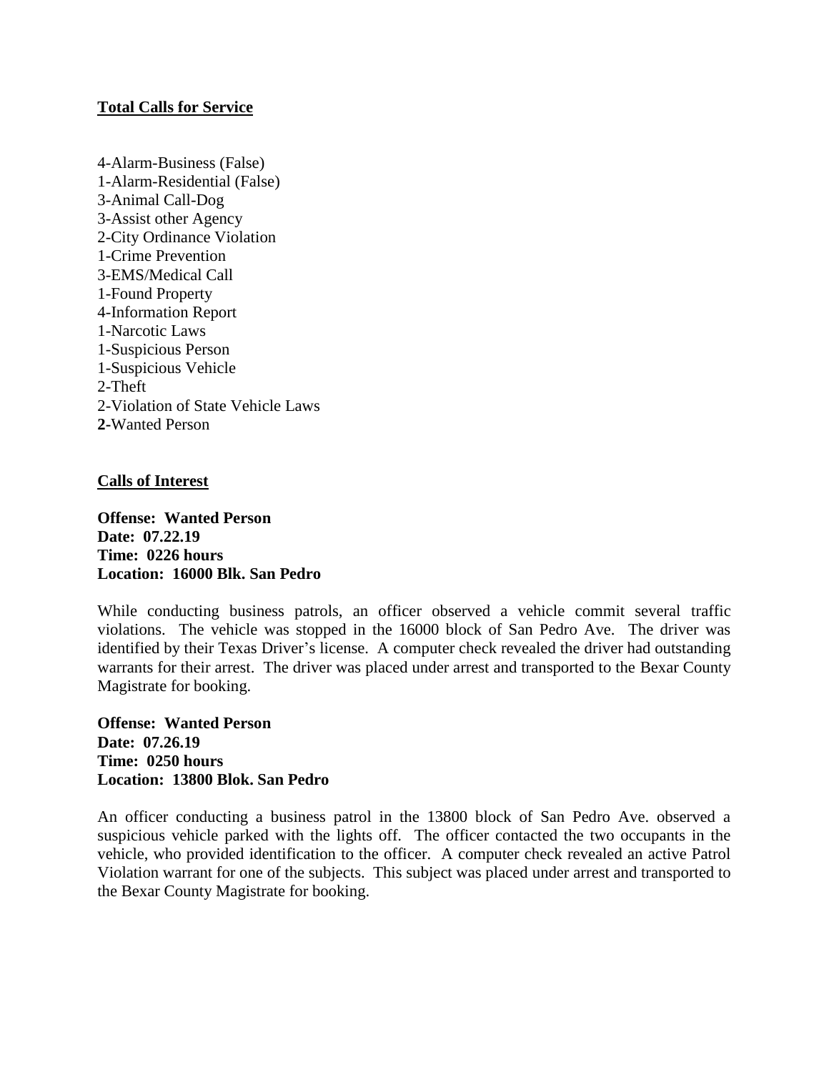## Total Calls for Service

4-Alarm-Business (False)
1-Alarm-Residential (False)
3-Animal Call-Dog
3-Assist other Agency
2-City Ordinance Violation
1-Crime Prevention
3-EMS/Medical Call
1-Found Property
4-Information Report
1-Narcotic Laws
1-Suspicious Person
1-Suspicious Vehicle
2-Theft
2-Violation of State Vehicle Laws
**2**-Wanted Person

## Calls of Interest

**Offense: Wanted Person**
**Date: 07.22.19**
**Time: 0226 hours**
**Location: 16000 Blk. San Pedro**

While conducting business patrols, an officer observed a vehicle commit several traffic violations. The vehicle was stopped in the 16000 block of San Pedro Ave. The driver was identified by their Texas Driver's license. A computer check revealed the driver had outstanding warrants for their arrest. The driver was placed under arrest and transported to the Bexar County Magistrate for booking.

**Offense: Wanted Person**
**Date: 07.26.19**
**Time: 0250 hours**
**Location: 13800 Blok. San Pedro**

An officer conducting a business patrol in the 13800 block of San Pedro Ave. observed a suspicious vehicle parked with the lights off. The officer contacted the two occupants in the vehicle, who provided identification to the officer. A computer check revealed an active Patrol Violation warrant for one of the subjects. This subject was placed under arrest and transported to the Bexar County Magistrate for booking.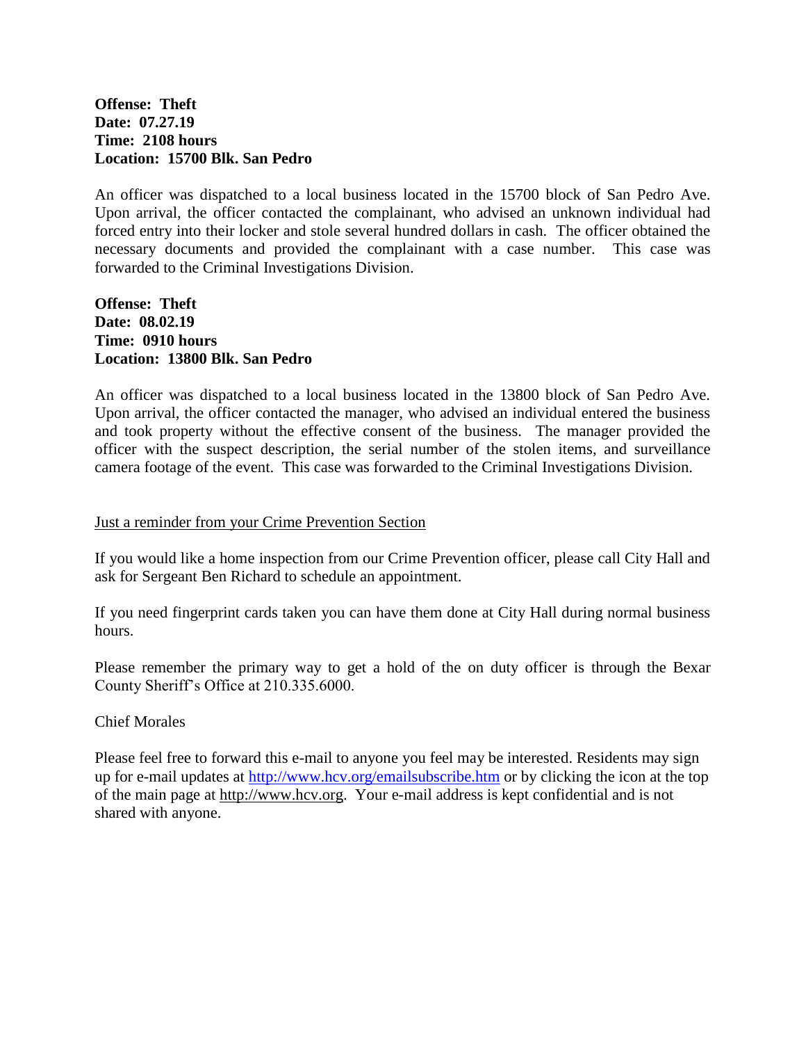**Offense: Theft**
**Date: 07.27.19**
**Time: 2108 hours**
**Location: 15700 Blk. San Pedro**

An officer was dispatched to a local business located in the 15700 block of San Pedro Ave. Upon arrival, the officer contacted the complainant, who advised an unknown individual had forced entry into their locker and stole several hundred dollars in cash. The officer obtained the necessary documents and provided the complainant with a case number. This case was forwarded to the Criminal Investigations Division.

**Offense: Theft**
**Date: 08.02.19**
**Time: 0910 hours**
**Location: 13800 Blk. San Pedro**

An officer was dispatched to a local business located in the 13800 block of San Pedro Ave. Upon arrival, the officer contacted the manager, who advised an individual entered the business and took property without the effective consent of the business. The manager provided the officer with the suspect description, the serial number of the stolen items, and surveillance camera footage of the event. This case was forwarded to the Criminal Investigations Division.

Just a reminder from your Crime Prevention Section

If you would like a home inspection from our Crime Prevention officer, please call City Hall and ask for Sergeant Ben Richard to schedule an appointment.

If you need fingerprint cards taken you can have them done at City Hall during normal business hours.

Please remember the primary way to get a hold of the on duty officer is through the Bexar County Sheriff's Office at 210.335.6000.

Chief Morales

Please feel free to forward this e-mail to anyone you feel may be interested. Residents may sign up for e-mail updates at http://www.hcv.org/emailsubscribe.htm or by clicking the icon at the top of the main page at http://www.hcv.org. Your e-mail address is kept confidential and is not shared with anyone.